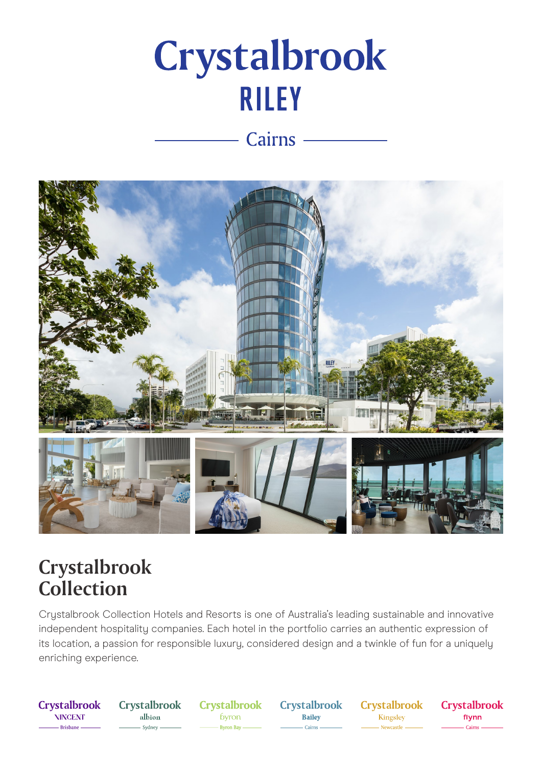# Crystalbrook

# RILEY

Cairns

## Crystalbrook Collection

Crystalbrook Collection Hotels and Resorts is one of Australia's leading sustainable and innovative independent hospitality companies. Each hotel in the portfolio carries an authentic expression of its location, a passion for responsible luxury, considered design and a twinkle of fun for a uniquely enriching experience.

Crystalbrook Vincent – Brisbane

Crystalbrook albion – Sydney

Crystalbrook byron – Byron Bay

Crystalbrook Bailey – Cairns

Crystalbrook Kingsley – Newcastle

Crystalbrook flynn – Cairns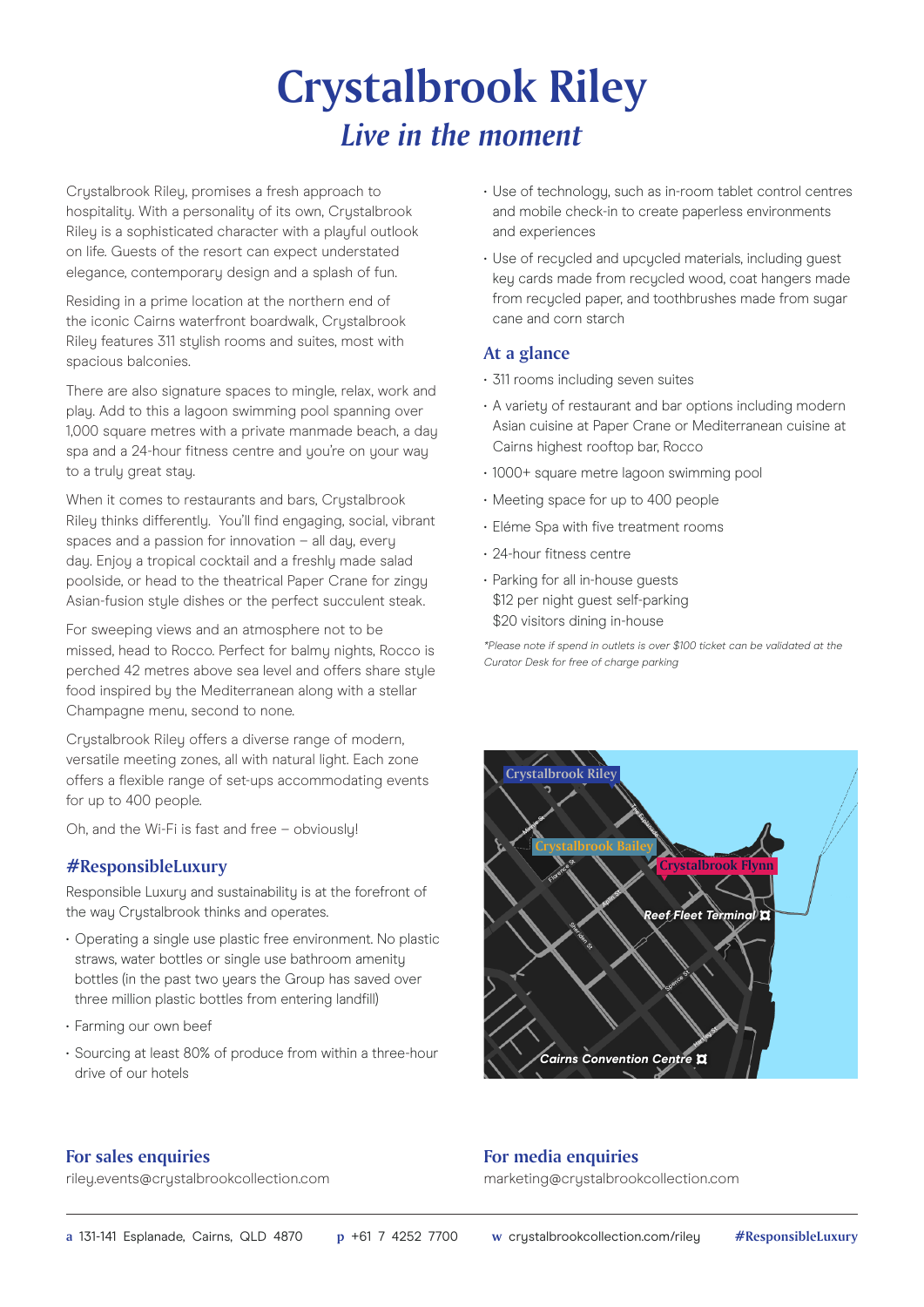# Crystalbrook Riley

## *Live in the moment*

Crystalbrook Riley, promises a fresh approach to hospitality. With a personality of its own, Crystalbrook Riley is a sophisticated character with a playful outlook on life. Guests of the resort can expect understated elegance, contemporary design and a splash of fun.

Residing in a prime location at the northern end of the iconic Cairns waterfront boardwalk, Crystalbrook Riley features 311 stylish rooms and suites, most with spacious balconies.

There are also signature spaces to mingle, relax, work and play. Add to this a lagoon swimming pool spanning over 1,000 square metres with a private manmade beach, a day spa and a 24-hour fitness centre and you're on your way to a truly great stay.

When it comes to restaurants and bars, Crystalbrook Riley thinks differently. You'll find engaging, social, vibrant spaces and a passion for innovation – all day, every day. Enjoy a tropical cocktail and a freshly made salad poolside, or head to the theatrical Paper Crane for zingy Asian-fusion style dishes or the perfect succulent steak.

For sweeping views and an atmosphere not to be missed, head to Rocco. Perfect for balmy nights, Rocco is perched 42 metres above sea level and offers share style food inspired by the Mediterranean along with a stellar Champagne menu, second to none.

Crystalbrook Riley offers a diverse range of modern, versatile meeting zones, all with natural light. Each zone offers a flexible range of set-ups accommodating events for up to 400 people.

Oh, and the Wi-Fi is fast and free – obviously!

### #ResponsibleLuxury

Responsible Luxury and sustainability is at the forefront of the way Crystalbrook thinks and operates.

- Operating a single use plastic free environment. No plastic straws, water bottles or single use bathroom amenity bottles (in the past two years the Group has saved over three million plastic bottles from entering landfill)
- Farming our own beef
- Sourcing at least 80% of produce from within a three-hour drive of our hotels
- Use of technology, such as in-room tablet control centres and mobile check-in to create paperless environments and experiences
- Use of recycled and upcycled materials, including guest key cards made from recycled wood, coat hangers made from recycled paper, and toothbrushes made from sugar cane and corn starch

### At a glance

- 311 rooms including seven suites
- A variety of restaurant and bar options including modern Asian cuisine at Paper Crane or Mediterranean cuisine at Cairns highest rooftop bar, Rocco
- 1000+ square metre lagoon swimming pool
- Meeting space for up to 400 people
- Eléme Spa with five treatment rooms
- 24-hour fitness centre
- Parking for all in-house guests
  $12 per night guest self-parking
  $20 visitors dining in-house

*\*Please note if spend in outlets is over $100 ticket can be validated at the Curator Desk for free of charge parking*

Crystalbrook Riley
Crystalbrook Bailey
Crystalbrook Flynn
Reef Fleet Terminal
Cairns Convention Centre

### For sales enquiries

riley.events@crystalbrookcollection.com

### For media enquiries

marketing@crystalbrookcollection.com

**a** 131-141 Esplanade, Cairns, QLD 4870 **p** +61 7 4252 7700 **w** crystalbrookcollection.com/riley **#ResponsibleLuxury**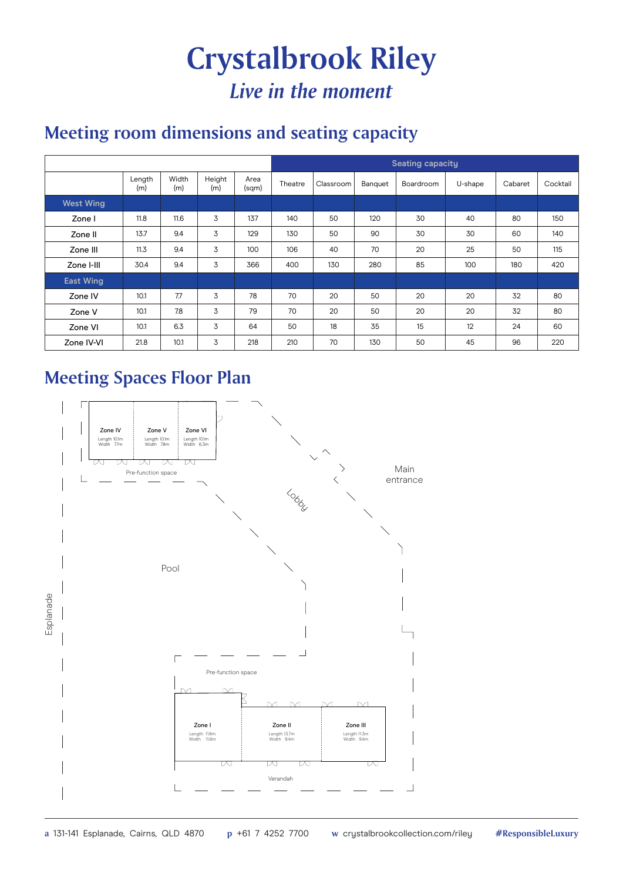# Crystalbrook Riley

*Live in the moment*

## Meeting room dimensions and seating capacity

| | | | | | Seating capacity | | | | | | |
|---|---|---|---|---|---|---|---|---|---|---|---|
| | Length (m) | Width (m) | Height (m) | Area (sqm) | Theatre | Classroom | Banquet | Boardroom | U-shape | Cabaret | Cocktail |
| **West Wing** | | | | | | | | | | | |
| Zone I | 11.8 | 11.6 | 3 | 137 | 140 | 50 | 120 | 30 | 40 | 80 | 150 |
| Zone II | 13.7 | 9.4 | 3 | 129 | 130 | 50 | 90 | 30 | 30 | 60 | 140 |
| Zone III | 11.3 | 9.4 | 3 | 100 | 106 | 40 | 70 | 20 | 25 | 50 | 115 |
| Zone I-III | 30.4 | 9.4 | 3 | 366 | 400 | 130 | 280 | 85 | 100 | 180 | 420 |
| **East Wing** | | | | | | | | | | | |
| Zone IV | 10.1 | 7.7 | 3 | 78 | 70 | 20 | 50 | 20 | 20 | 32 | 80 |
| Zone V | 10.1 | 7.8 | 3 | 79 | 70 | 20 | 50 | 20 | 20 | 32 | 80 |
| Zone VI | 10.1 | 6.3 | 3 | 64 | 50 | 18 | 35 | 15 | 12 | 24 | 60 |
| Zone IV-VI | 21.8 | 10.1 | 3 | 218 | 210 | 70 | 130 | 50 | 45 | 96 | 220 |

## Meeting Spaces Floor Plan

Zone IV
Length 10.1m
Width 7.7m

Zone V
Length 10.1m
Width 7.8m

Zone VI
Length 10.1m
Width 6.3m

Pre-function space

Lobby

Main entrance

Pool

Esplanade

Pre-function space

Zone I
Length 11.8m
Width 11.6m

Zone II
Length 13.7m
Width 9.4m

Zone III
Length 11.3m
Width 9.4m

Verandah

**a** 131-141 Esplanade, Cairns, QLD 4870 **p** +61 7 4252 7700 **w** crystalbrookcollection.com/riley **#ResponsibleLuxury**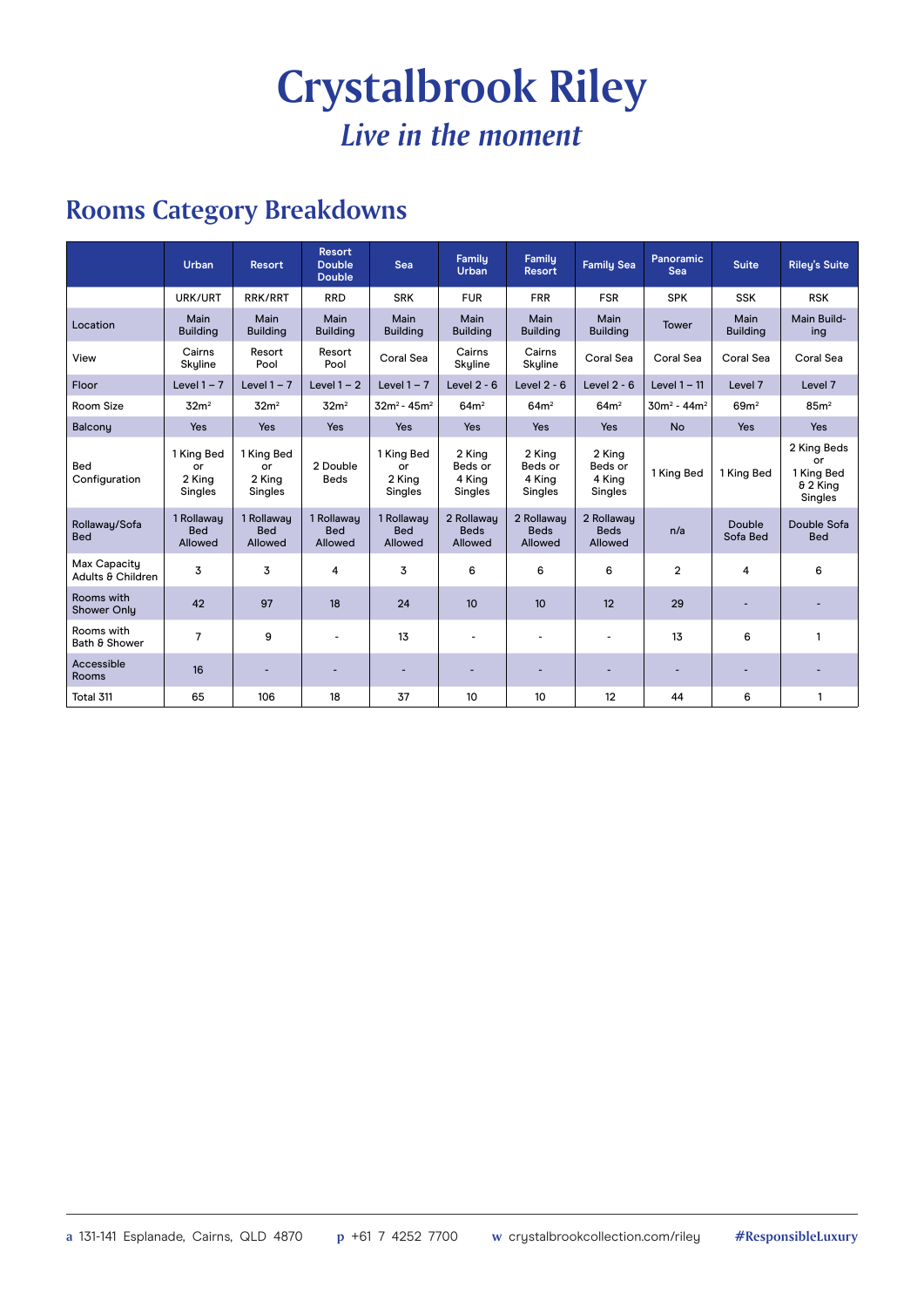# Crystalbrook Riley

*Live in the moment*

## Rooms Category Breakdowns

| | Urban | Resort | Resort Double Double | Sea | Family Urban | Family Resort | Family Sea | Panoramic Sea | Suite | Riley's Suite |
|---|---|---|---|---|---|---|---|---|---|---|
| | URK/URT | RRK/RRT | RRD | SRK | FUR | FRR | FSR | SPK | SSK | RSK |
| Location | Main Building | Main Building | Main Building | Main Building | Main Building | Main Building | Main Building | Tower | Main Building | Main Building |
| View | Cairns Skyline | Resort Pool | Resort Pool | Coral Sea | Cairns Skyline | Cairns Skyline | Coral Sea | Coral Sea | Coral Sea | Coral Sea |
| Floor | Level 1 – 7 | Level 1 – 7 | Level 1 – 2 | Level 1 – 7 | Level 2 - 6 | Level 2 - 6 | Level 2 - 6 | Level 1 – 11 | Level 7 | Level 7 |
| Room Size | 32m² | 32m² | 32m² | 32m² - 45m² | 64m² | 64m² | 64m² | 30m² - 44m² | 69m² | 85m² |
| Balcony | Yes | Yes | Yes | Yes | Yes | Yes | Yes | No | Yes | Yes |
| Bed Configuration | 1 King Bed or 2 King Singles | 1 King Bed or 2 King Singles | 2 Double Beds | 1 King Bed or 2 King Singles | 2 King Beds or 4 King Singles | 2 King Beds or 4 King Singles | 2 King Beds or 4 King Singles | 1 King Bed | 1 King Bed | 2 King Beds or 1 King Bed & 2 King Singles |
| Rollaway/Sofa Bed | 1 Rollaway Bed Allowed | 1 Rollaway Bed Allowed | 1 Rollaway Bed Allowed | 1 Rollaway Bed Allowed | 2 Rollaway Beds Allowed | 2 Rollaway Beds Allowed | 2 Rollaway Beds Allowed | n/a | Double Sofa Bed | Double Sofa Bed |
| Max Capacity Adults & Children | 3 | 3 | 4 | 3 | 6 | 6 | 6 | 2 | 4 | 6 |
| Rooms with Shower Only | 42 | 97 | 18 | 24 | 10 | 10 | 12 | 29 | - | - |
| Rooms with Bath & Shower | 7 | 9 | - | 13 | - | - | - | 13 | 6 | 1 |
| Accessible Rooms | 16 | - | - | - | - | - | - | - | - | - |
| Total 311 | 65 | 106 | 18 | 37 | 10 | 10 | 12 | 44 | 6 | 1 |

**a** 131-141 Esplanade, Cairns, QLD 4870 **p** +61 7 4252 7700 **w** crystalbrookcollection.com/riley **#ResponsibleLuxury**